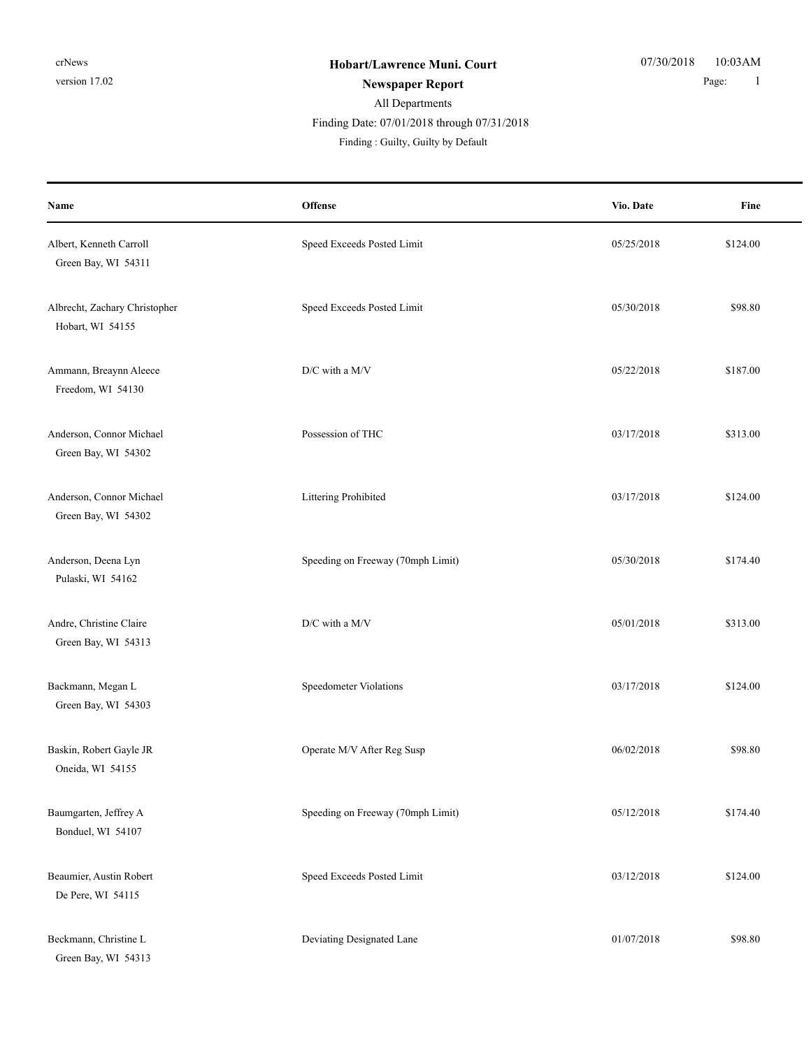crNews
version 17.02

**Hobart/Lawrence Muni. Court**

**Newspaper Report**

All Departments

Finding Date: 07/01/2018 through 07/31/2018

Finding : Guilty, Guilty by Default

07/30/2018 10:03AM

| Name | Offense | Vio. Date | Fine |
|---|---|---|---|
| Albert, Kenneth Carroll<br>Green Bay, WI 54311 | Speed Exceeds Posted Limit | 05/25/2018 | $124.00 |
| Albrecht, Zachary Christopher<br>Hobart, WI 54155 | Speed Exceeds Posted Limit | 05/30/2018 | $98.80 |
| Ammann, Breaynn Aleece<br>Freedom, WI 54130 | D/C with a M/V | 05/22/2018 | $187.00 |
| Anderson, Connor Michael<br>Green Bay, WI 54302 | Possession of THC | 03/17/2018 | $313.00 |
| Anderson, Connor Michael<br>Green Bay, WI 54302 | Littering Prohibited | 03/17/2018 | $124.00 |
| Anderson, Deena Lyn<br>Pulaski, WI 54162 | Speeding on Freeway (70mph Limit) | 05/30/2018 | $174.40 |
| Andre, Christine Claire<br>Green Bay, WI 54313 | D/C with a M/V | 05/01/2018 | $313.00 |
| Backmann, Megan L<br>Green Bay, WI 54303 | Speedometer Violations | 03/17/2018 | $124.00 |
| Baskin, Robert Gayle JR<br>Oneida, WI 54155 | Operate M/V After Reg Susp | 06/02/2018 | $98.80 |
| Baumgarten, Jeffrey A<br>Bonduel, WI 54107 | Speeding on Freeway (70mph Limit) | 05/12/2018 | $174.40 |
| Beaumier, Austin Robert<br>De Pere, WI 54115 | Speed Exceeds Posted Limit | 03/12/2018 | $124.00 |
| Beckmann, Christine L<br>Green Bay, WI 54313 | Deviating Designated Lane | 01/07/2018 | $98.80 |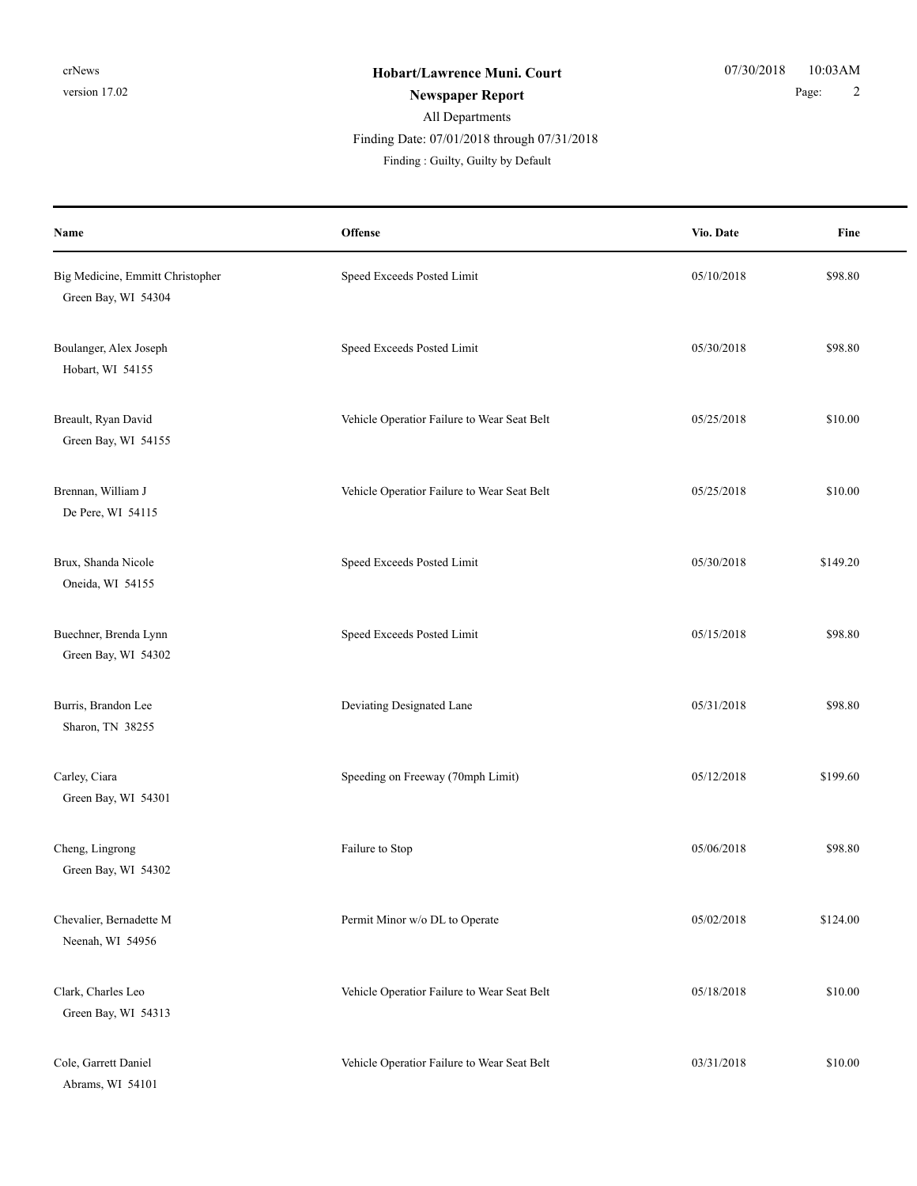**Hobart/Lawrence Muni. Court**

**Newspaper Report**

All Departments

Finding Date: 07/01/2018 through 07/31/2018

Finding : Guilty, Guilty by Default

| Name | Offense | Vio. Date | Fine |
|---|---|---|---|
| Big Medicine, Emmitt Christopher<br>Green Bay, WI 54304 | Speed Exceeds Posted Limit | 05/10/2018 | $98.80 |
| Boulanger, Alex Joseph<br>Hobart, WI 54155 | Speed Exceeds Posted Limit | 05/30/2018 | $98.80 |
| Breault, Ryan David<br>Green Bay, WI 54155 | Vehicle Operatior Failure to Wear Seat Belt | 05/25/2018 | $10.00 |
| Brennan, William J<br>De Pere, WI 54115 | Vehicle Operatior Failure to Wear Seat Belt | 05/25/2018 | $10.00 |
| Brux, Shanda Nicole<br>Oneida, WI 54155 | Speed Exceeds Posted Limit | 05/30/2018 | $149.20 |
| Buechner, Brenda Lynn<br>Green Bay, WI 54302 | Speed Exceeds Posted Limit | 05/15/2018 | $98.80 |
| Burris, Brandon Lee<br>Sharon, TN 38255 | Deviating Designated Lane | 05/31/2018 | $98.80 |
| Carley, Ciara<br>Green Bay, WI 54301 | Speeding on Freeway (70mph Limit) | 05/12/2018 | $199.60 |
| Cheng, Lingrong<br>Green Bay, WI 54302 | Failure to Stop | 05/06/2018 | $98.80 |
| Chevalier, Bernadette M<br>Neenah, WI 54956 | Permit Minor w/o DL to Operate | 05/02/2018 | $124.00 |
| Clark, Charles Leo<br>Green Bay, WI 54313 | Vehicle Operatior Failure to Wear Seat Belt | 05/18/2018 | $10.00 |
| Cole, Garrett Daniel<br>Abrams, WI 54101 | Vehicle Operatior Failure to Wear Seat Belt | 03/31/2018 | $10.00 |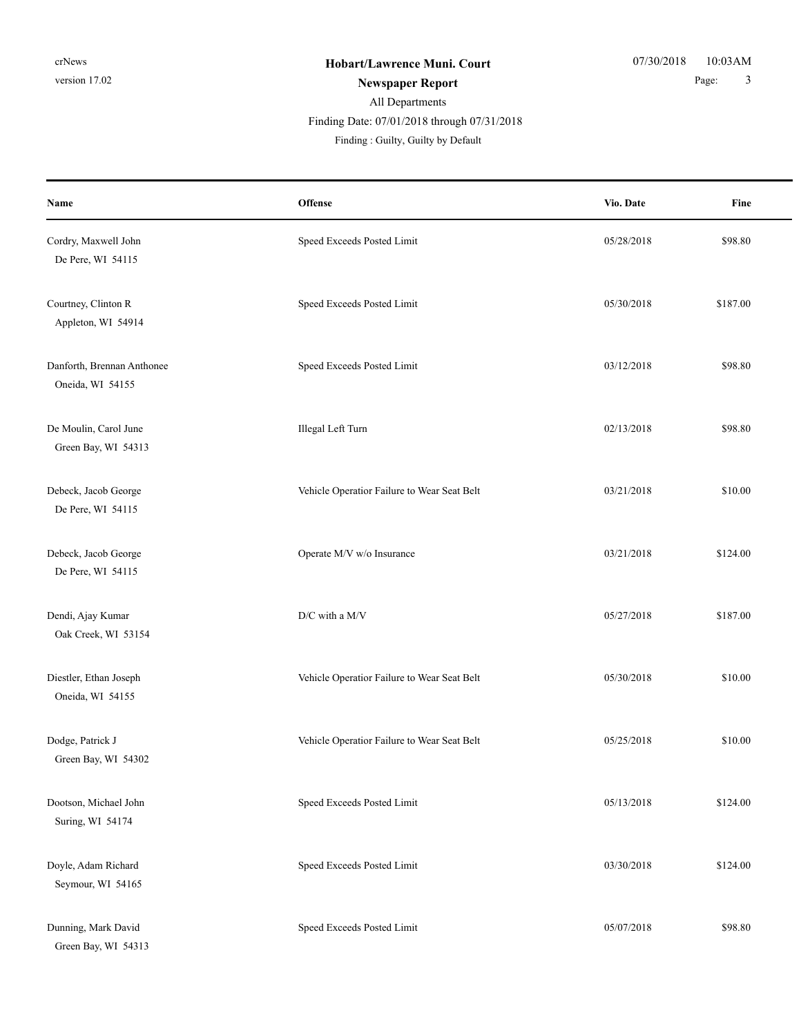**Hobart/Lawrence Muni. Court**

**Newspaper Report**

All Departments

Finding Date: 07/01/2018 through 07/31/2018

Finding : Guilty, Guilty by Default

| Name | Offense | Vio. Date | Fine |
| --- | --- | --- | --- |
| Cordry, Maxwell John<br>De Pere, WI 54115 | Speed Exceeds Posted Limit | 05/28/2018 | $98.80 |
| Courtney, Clinton R<br>Appleton, WI 54914 | Speed Exceeds Posted Limit | 05/30/2018 | $187.00 |
| Danforth, Brennan Anthonee<br>Oneida, WI 54155 | Speed Exceeds Posted Limit | 03/12/2018 | $98.80 |
| De Moulin, Carol June<br>Green Bay, WI 54313 | Illegal Left Turn | 02/13/2018 | $98.80 |
| Debeck, Jacob George<br>De Pere, WI 54115 | Vehicle Operatior Failure to Wear Seat Belt | 03/21/2018 | $10.00 |
| Debeck, Jacob George<br>De Pere, WI 54115 | Operate M/V w/o Insurance | 03/21/2018 | $124.00 |
| Dendi, Ajay Kumar<br>Oak Creek, WI 53154 | D/C with a M/V | 05/27/2018 | $187.00 |
| Diestler, Ethan Joseph<br>Oneida, WI 54155 | Vehicle Operatior Failure to Wear Seat Belt | 05/30/2018 | $10.00 |
| Dodge, Patrick J<br>Green Bay, WI 54302 | Vehicle Operatior Failure to Wear Seat Belt | 05/25/2018 | $10.00 |
| Dootson, Michael John<br>Suring, WI 54174 | Speed Exceeds Posted Limit | 05/13/2018 | $124.00 |
| Doyle, Adam Richard<br>Seymour, WI 54165 | Speed Exceeds Posted Limit | 03/30/2018 | $124.00 |
| Dunning, Mark David<br>Green Bay, WI 54313 | Speed Exceeds Posted Limit | 05/07/2018 | $98.80 |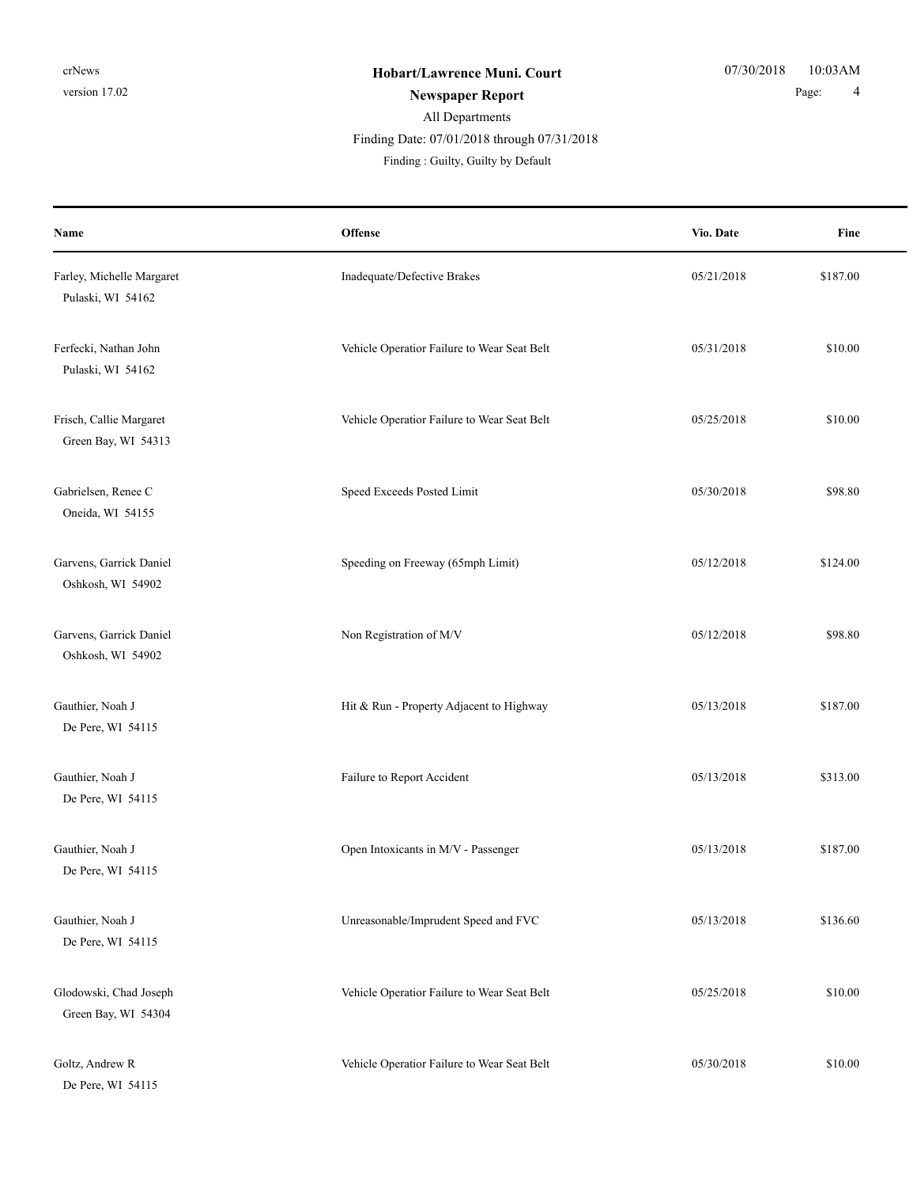**Hobart/Lawrence Muni. Court**

**Newspaper Report**

All Departments

Finding Date: 07/01/2018 through 07/31/2018

Finding : Guilty, Guilty by Default

| Name | Offense | Vio. Date | Fine |
|---|---|---|---|
| Farley, Michelle Margaret<br>Pulaski, WI 54162 | Inadequate/Defective Brakes | 05/21/2018 | $187.00 |
| Ferfecki, Nathan John<br>Pulaski, WI 54162 | Vehicle Operatior Failure to Wear Seat Belt | 05/31/2018 | $10.00 |
| Frisch, Callie Margaret<br>Green Bay, WI 54313 | Vehicle Operatior Failure to Wear Seat Belt | 05/25/2018 | $10.00 |
| Gabrielsen, Renee C<br>Oneida, WI 54155 | Speed Exceeds Posted Limit | 05/30/2018 | $98.80 |
| Garvens, Garrick Daniel<br>Oshkosh, WI 54902 | Speeding on Freeway (65mph Limit) | 05/12/2018 | $124.00 |
| Garvens, Garrick Daniel<br>Oshkosh, WI 54902 | Non Registration of M/V | 05/12/2018 | $98.80 |
| Gauthier, Noah J<br>De Pere, WI 54115 | Hit & Run - Property Adjacent to Highway | 05/13/2018 | $187.00 |
| Gauthier, Noah J<br>De Pere, WI 54115 | Failure to Report Accident | 05/13/2018 | $313.00 |
| Gauthier, Noah J<br>De Pere, WI 54115 | Open Intoxicants in M/V - Passenger | 05/13/2018 | $187.00 |
| Gauthier, Noah J<br>De Pere, WI 54115 | Unreasonable/Imprudent Speed and FVC | 05/13/2018 | $136.60 |
| Glodowski, Chad Joseph<br>Green Bay, WI 54304 | Vehicle Operatior Failure to Wear Seat Belt | 05/25/2018 | $10.00 |
| Goltz, Andrew R<br>De Pere, WI 54115 | Vehicle Operatior Failure to Wear Seat Belt | 05/30/2018 | $10.00 |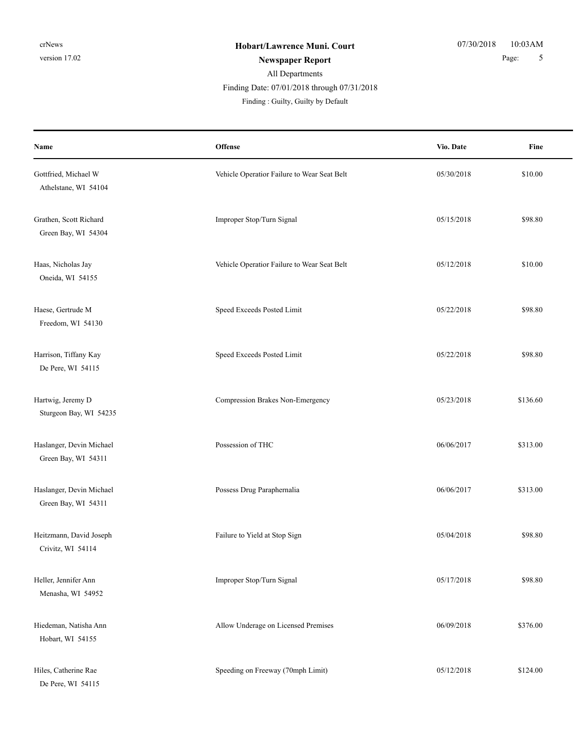# Hobart/Lawrence Muni. Court

## Newspaper Report

All Departments

Finding Date: 07/01/2018 through 07/31/2018

Finding : Guilty, Guilty by Default

| Name | Offense | Vio. Date | Fine |
|---|---|---|---|
| Gottfried, Michael W<br>Athelstane, WI 54104 | Vehicle Operatior Failure to Wear Seat Belt | 05/30/2018 | $10.00 |
| Grathen, Scott Richard<br>Green Bay, WI 54304 | Improper Stop/Turn Signal | 05/15/2018 | $98.80 |
| Haas, Nicholas Jay<br>Oneida, WI 54155 | Vehicle Operatior Failure to Wear Seat Belt | 05/12/2018 | $10.00 |
| Haese, Gertrude M<br>Freedom, WI 54130 | Speed Exceeds Posted Limit | 05/22/2018 | $98.80 |
| Harrison, Tiffany Kay<br>De Pere, WI 54115 | Speed Exceeds Posted Limit | 05/22/2018 | $98.80 |
| Hartwig, Jeremy D<br>Sturgeon Bay, WI 54235 | Compression Brakes Non-Emergency | 05/23/2018 | $136.60 |
| Haslanger, Devin Michael<br>Green Bay, WI 54311 | Possession of THC | 06/06/2017 | $313.00 |
| Haslanger, Devin Michael<br>Green Bay, WI 54311 | Possess Drug Paraphernalia | 06/06/2017 | $313.00 |
| Heitzmann, David Joseph<br>Crivitz, WI 54114 | Failure to Yield at Stop Sign | 05/04/2018 | $98.80 |
| Heller, Jennifer Ann<br>Menasha, WI 54952 | Improper Stop/Turn Signal | 05/17/2018 | $98.80 |
| Hiedeman, Natisha Ann<br>Hobart, WI 54155 | Allow Underage on Licensed Premises | 06/09/2018 | $376.00 |
| Hiles, Catherine Rae<br>De Pere, WI 54115 | Speeding on Freeway (70mph Limit) | 05/12/2018 | $124.00 |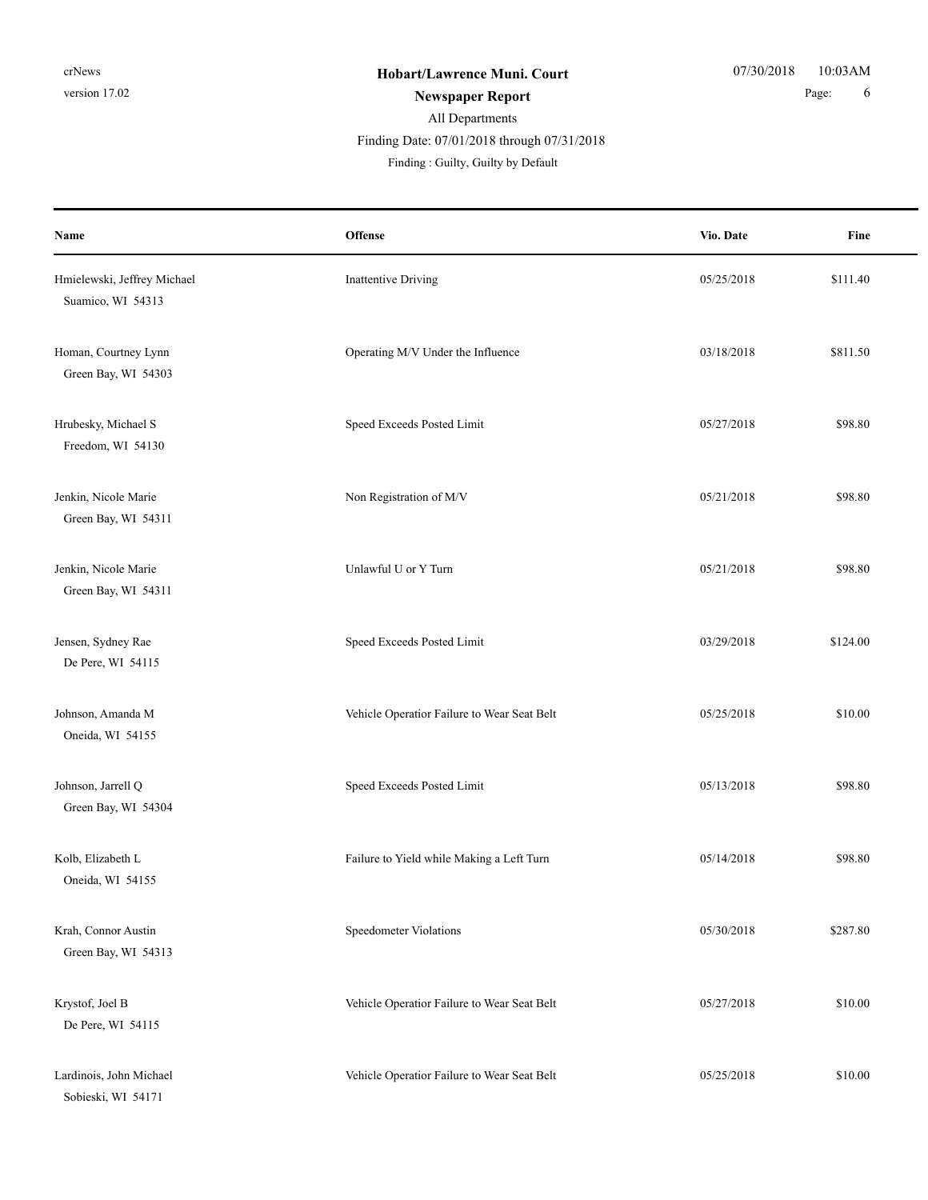**Hobart/Lawrence Muni. Court**

**Newspaper Report**

All Departments

Finding Date: 07/01/2018 through 07/31/2018

Finding : Guilty, Guilty by Default

| Name | Offense | Vio. Date | Fine |
|---|---|---|---|
| Hmielewski, Jeffrey Michael<br>Suamico, WI 54313 | Inattentive Driving | 05/25/2018 | $111.40 |
| Homan, Courtney Lynn<br>Green Bay, WI 54303 | Operating M/V Under the Influence | 03/18/2018 | $811.50 |
| Hrubesky, Michael S<br>Freedom, WI 54130 | Speed Exceeds Posted Limit | 05/27/2018 | $98.80 |
| Jenkin, Nicole Marie<br>Green Bay, WI 54311 | Non Registration of M/V | 05/21/2018 | $98.80 |
| Jenkin, Nicole Marie<br>Green Bay, WI 54311 | Unlawful U or Y Turn | 05/21/2018 | $98.80 |
| Jensen, Sydney Rae<br>De Pere, WI 54115 | Speed Exceeds Posted Limit | 03/29/2018 | $124.00 |
| Johnson, Amanda M<br>Oneida, WI 54155 | Vehicle Operatior Failure to Wear Seat Belt | 05/25/2018 | $10.00 |
| Johnson, Jarrell Q<br>Green Bay, WI 54304 | Speed Exceeds Posted Limit | 05/13/2018 | $98.80 |
| Kolb, Elizabeth L<br>Oneida, WI 54155 | Failure to Yield while Making a Left Turn | 05/14/2018 | $98.80 |
| Krah, Connor Austin<br>Green Bay, WI 54313 | Speedometer Violations | 05/30/2018 | $287.80 |
| Krystof, Joel B<br>De Pere, WI 54115 | Vehicle Operatior Failure to Wear Seat Belt | 05/27/2018 | $10.00 |
| Lardinois, John Michael<br>Sobieski, WI 54171 | Vehicle Operatior Failure to Wear Seat Belt | 05/25/2018 | $10.00 |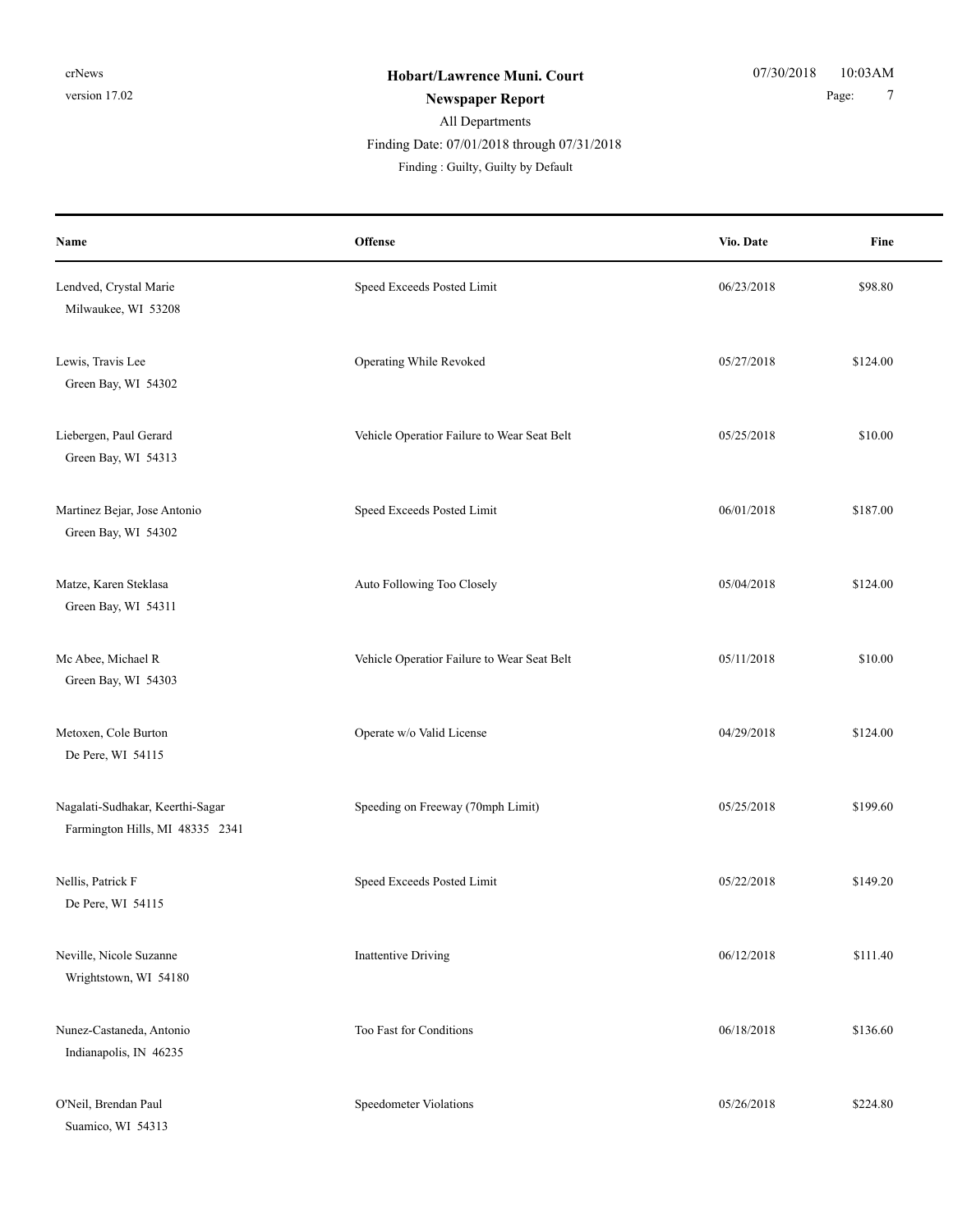**Hobart/Lawrence Muni. Court**

**Newspaper Report**

All Departments

Finding Date: 07/01/2018 through 07/31/2018

Finding : Guilty, Guilty by Default

| Name | Offense | Vio. Date | Fine |
|---|---|---|---|
| Lendved, Crystal Marie<br>Milwaukee, WI 53208 | Speed Exceeds Posted Limit | 06/23/2018 | $98.80 |
| Lewis, Travis Lee<br>Green Bay, WI 54302 | Operating While Revoked | 05/27/2018 | $124.00 |
| Liebergen, Paul Gerard<br>Green Bay, WI 54313 | Vehicle Operatior Failure to Wear Seat Belt | 05/25/2018 | $10.00 |
| Martinez Bejar, Jose Antonio<br>Green Bay, WI 54302 | Speed Exceeds Posted Limit | 06/01/2018 | $187.00 |
| Matze, Karen Steklasa<br>Green Bay, WI 54311 | Auto Following Too Closely | 05/04/2018 | $124.00 |
| Mc Abee, Michael R<br>Green Bay, WI 54303 | Vehicle Operatior Failure to Wear Seat Belt | 05/11/2018 | $10.00 |
| Metoxen, Cole Burton<br>De Pere, WI 54115 | Operate w/o Valid License | 04/29/2018 | $124.00 |
| Nagalati-Sudhakar, Keerthi-Sagar<br>Farmington Hills, MI 48335 2341 | Speeding on Freeway (70mph Limit) | 05/25/2018 | $199.60 |
| Nellis, Patrick F<br>De Pere, WI 54115 | Speed Exceeds Posted Limit | 05/22/2018 | $149.20 |
| Neville, Nicole Suzanne<br>Wrightstown, WI 54180 | Inattentive Driving | 06/12/2018 | $111.40 |
| Nunez-Castaneda, Antonio<br>Indianapolis, IN 46235 | Too Fast for Conditions | 06/18/2018 | $136.60 |
| O'Neil, Brendan Paul<br>Suamico, WI 54313 | Speedometer Violations | 05/26/2018 | $224.80 |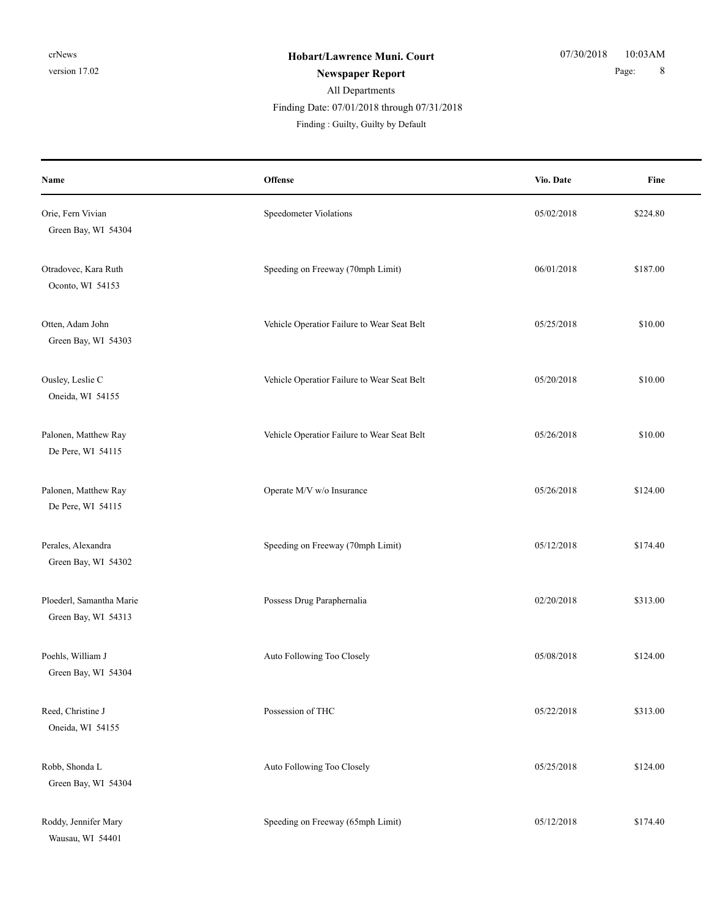**Hobart/Lawrence Muni. Court**

**Newspaper Report**

All Departments

Finding Date: 07/01/2018 through 07/31/2018

Finding : Guilty, Guilty by Default

| Name | Offense | Vio. Date | Fine |
|---|---|---|---|
| Orie, Fern Vivian<br>Green Bay, WI 54304 | Speedometer Violations | 05/02/2018 | $224.80 |
| Otradovec, Kara Ruth<br>Oconto, WI 54153 | Speeding on Freeway (70mph Limit) | 06/01/2018 | $187.00 |
| Otten, Adam John<br>Green Bay, WI 54303 | Vehicle Operatior Failure to Wear Seat Belt | 05/25/2018 | $10.00 |
| Ousley, Leslie C<br>Oneida, WI 54155 | Vehicle Operatior Failure to Wear Seat Belt | 05/20/2018 | $10.00 |
| Palonen, Matthew Ray<br>De Pere, WI 54115 | Vehicle Operatior Failure to Wear Seat Belt | 05/26/2018 | $10.00 |
| Palonen, Matthew Ray<br>De Pere, WI 54115 | Operate M/V w/o Insurance | 05/26/2018 | $124.00 |
| Perales, Alexandra<br>Green Bay, WI 54302 | Speeding on Freeway (70mph Limit) | 05/12/2018 | $174.40 |
| Ploederl, Samantha Marie<br>Green Bay, WI 54313 | Possess Drug Paraphernalia | 02/20/2018 | $313.00 |
| Poehls, William J<br>Green Bay, WI 54304 | Auto Following Too Closely | 05/08/2018 | $124.00 |
| Reed, Christine J<br>Oneida, WI 54155 | Possession of THC | 05/22/2018 | $313.00 |
| Robb, Shonda L<br>Green Bay, WI 54304 | Auto Following Too Closely | 05/25/2018 | $124.00 |
| Roddy, Jennifer Mary<br>Wausau, WI 54401 | Speeding on Freeway (65mph Limit) | 05/12/2018 | $174.40 |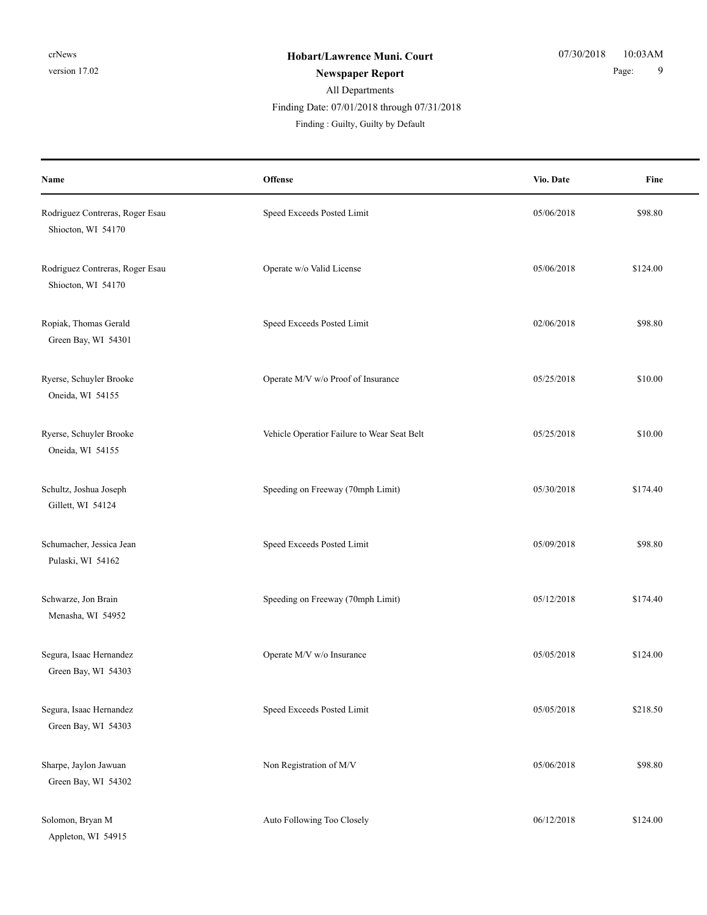# Hobart/Lawrence Muni. Court

## Newspaper Report

All Departments

Finding Date: 07/01/2018 through 07/31/2018

Finding : Guilty, Guilty by Default

| Name | Offense | Vio. Date | Fine |
|---|---|---|---|
| Rodriguez Contreras, Roger Esau<br>Shiocton, WI 54170 | Speed Exceeds Posted Limit | 05/06/2018 | $98.80 |
| Rodriguez Contreras, Roger Esau<br>Shiocton, WI 54170 | Operate w/o Valid License | 05/06/2018 | $124.00 |
| Ropiak, Thomas Gerald<br>Green Bay, WI 54301 | Speed Exceeds Posted Limit | 02/06/2018 | $98.80 |
| Ryerse, Schuyler Brooke<br>Oneida, WI 54155 | Operate M/V w/o Proof of Insurance | 05/25/2018 | $10.00 |
| Ryerse, Schuyler Brooke<br>Oneida, WI 54155 | Vehicle Operatior Failure to Wear Seat Belt | 05/25/2018 | $10.00 |
| Schultz, Joshua Joseph<br>Gillett, WI 54124 | Speeding on Freeway (70mph Limit) | 05/30/2018 | $174.40 |
| Schumacher, Jessica Jean<br>Pulaski, WI 54162 | Speed Exceeds Posted Limit | 05/09/2018 | $98.80 |
| Schwarze, Jon Brain<br>Menasha, WI 54952 | Speeding on Freeway (70mph Limit) | 05/12/2018 | $174.40 |
| Segura, Isaac Hernandez<br>Green Bay, WI 54303 | Operate M/V w/o Insurance | 05/05/2018 | $124.00 |
| Segura, Isaac Hernandez<br>Green Bay, WI 54303 | Speed Exceeds Posted Limit | 05/05/2018 | $218.50 |
| Sharpe, Jaylon Jawuan<br>Green Bay, WI 54302 | Non Registration of M/V | 05/06/2018 | $98.80 |
| Solomon, Bryan M<br>Appleton, WI 54915 | Auto Following Too Closely | 06/12/2018 | $124.00 |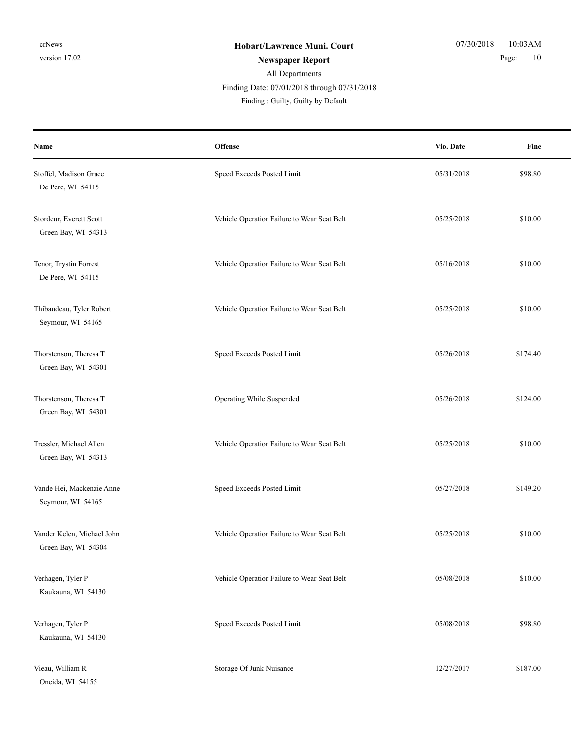**Hobart/Lawrence Muni. Court**

**Newspaper Report**

All Departments

Finding Date: 07/01/2018 through 07/31/2018

Finding : Guilty, Guilty by Default

| Name | Offense | Vio. Date | Fine |
|---|---|---|---|
| Stoffel, Madison Grace<br>De Pere, WI 54115 | Speed Exceeds Posted Limit | 05/31/2018 | $98.80 |
| Stordeur, Everett Scott<br>Green Bay, WI 54313 | Vehicle Operatior Failure to Wear Seat Belt | 05/25/2018 | $10.00 |
| Tenor, Trystin Forrest<br>De Pere, WI 54115 | Vehicle Operatior Failure to Wear Seat Belt | 05/16/2018 | $10.00 |
| Thibaudeau, Tyler Robert<br>Seymour, WI 54165 | Vehicle Operatior Failure to Wear Seat Belt | 05/25/2018 | $10.00 |
| Thorstenson, Theresa T<br>Green Bay, WI 54301 | Speed Exceeds Posted Limit | 05/26/2018 | $174.40 |
| Thorstenson, Theresa T<br>Green Bay, WI 54301 | Operating While Suspended | 05/26/2018 | $124.00 |
| Tressler, Michael Allen<br>Green Bay, WI 54313 | Vehicle Operatior Failure to Wear Seat Belt | 05/25/2018 | $10.00 |
| Vande Hei, Mackenzie Anne<br>Seymour, WI 54165 | Speed Exceeds Posted Limit | 05/27/2018 | $149.20 |
| Vander Kelen, Michael John<br>Green Bay, WI 54304 | Vehicle Operatior Failure to Wear Seat Belt | 05/25/2018 | $10.00 |
| Verhagen, Tyler P<br>Kaukauna, WI 54130 | Vehicle Operatior Failure to Wear Seat Belt | 05/08/2018 | $10.00 |
| Verhagen, Tyler P<br>Kaukauna, WI 54130 | Speed Exceeds Posted Limit | 05/08/2018 | $98.80 |
| Vieau, William R<br>Oneida, WI 54155 | Storage Of Junk Nuisance | 12/27/2017 | $187.00 |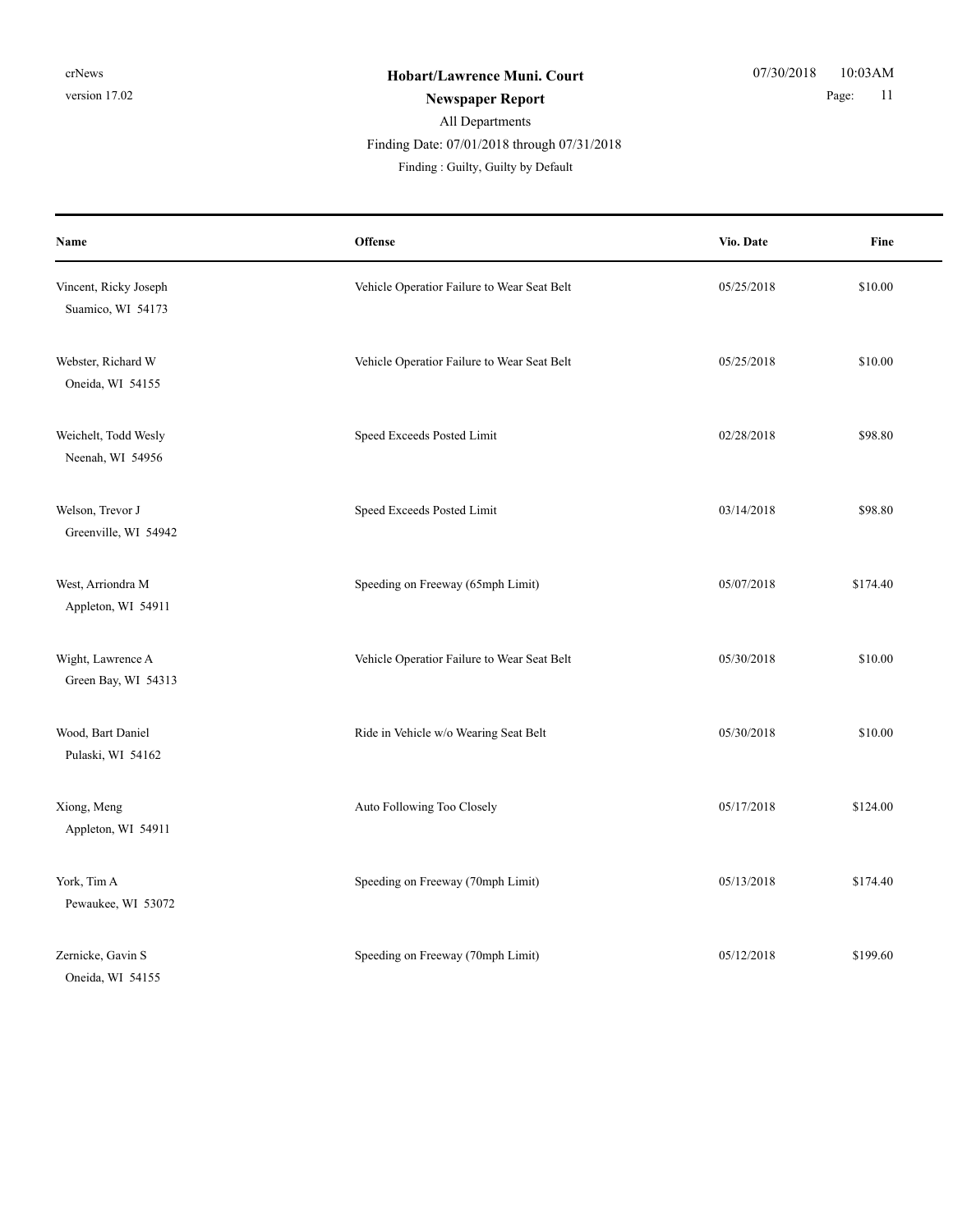| Name | Offense | Vio. Date | Fine |
|---|---|---|---|
| Vincent, Ricky Joseph<br>Suamico, WI 54173 | Vehicle Operatior Failure to Wear Seat Belt | 05/25/2018 | $10.00 |
| Webster, Richard W<br>Oneida, WI 54155 | Vehicle Operatior Failure to Wear Seat Belt | 05/25/2018 | $10.00 |
| Weichelt, Todd Wesly<br>Neenah, WI 54956 | Speed Exceeds Posted Limit | 02/28/2018 | $98.80 |
| Welson, Trevor J<br>Greenville, WI 54942 | Speed Exceeds Posted Limit | 03/14/2018 | $98.80 |
| West, Arriondra M<br>Appleton, WI 54911 | Speeding on Freeway (65mph Limit) | 05/07/2018 | $174.40 |
| Wight, Lawrence A<br>Green Bay, WI 54313 | Vehicle Operatior Failure to Wear Seat Belt | 05/30/2018 | $10.00 |
| Wood, Bart Daniel<br>Pulaski, WI 54162 | Ride in Vehicle w/o Wearing Seat Belt | 05/30/2018 | $10.00 |
| Xiong, Meng<br>Appleton, WI 54911 | Auto Following Too Closely | 05/17/2018 | $124.00 |
| York, Tim A<br>Pewaukee, WI 53072 | Speeding on Freeway (70mph Limit) | 05/13/2018 | $174.40 |
| Zernicke, Gavin S<br>Oneida, WI 54155 | Speeding on Freeway (70mph Limit) | 05/12/2018 | $199.60 |